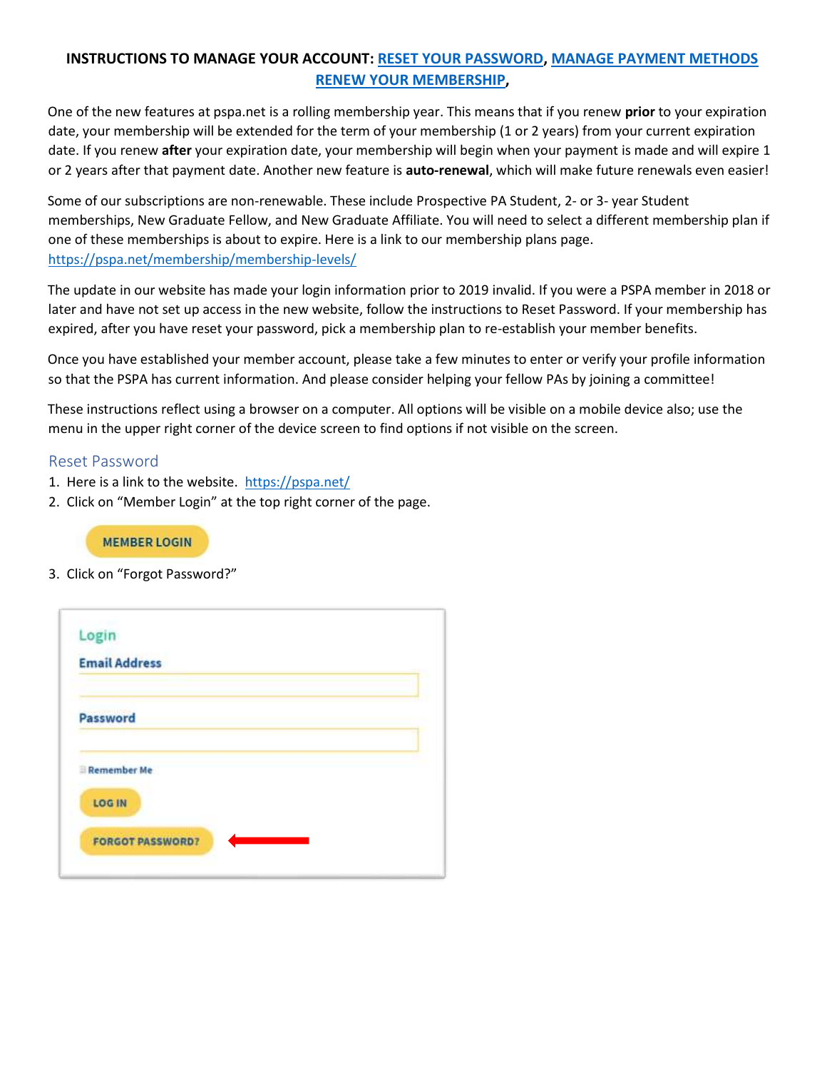**INSTRUCTIONS TO MANAGE YOUR ACCOUNT: [RESET YOUR PASSWORD](), [MANAGE PAYMENT METHODS]() [RENEW YOUR MEMBERSHIP](),**

One of the new features at pspa.net is a rolling membership year. This means that if you renew **prior** to your expiration date, your membership will be extended for the term of your membership (1 or 2 years) from your current expiration date. If you renew **after** your expiration date, your membership will begin when your payment is made and will expire 1 or 2 years after that payment date. Another new feature is **auto-renewal**, which will make future renewals even easier!

Some of our subscriptions are non-renewable. These include Prospective PA Student, 2- or 3- year Student memberships, New Graduate Fellow, and New Graduate Affiliate. You will need to select a different membership plan if one of these memberships is about to expire. Here is a link to our membership plans page. https://pspa.net/membership/membership-levels/

The update in our website has made your login information prior to 2019 invalid. If you were a PSPA member in 2018 or later and have not set up access in the new website, follow the instructions to Reset Password. If your membership has expired, after you have reset your password, pick a membership plan to re-establish your member benefits.

Once you have established your member account, please take a few minutes to enter or verify your profile information so that the PSPA has current information. And please consider helping your fellow PAs by joining a committee!

These instructions reflect using a browser on a computer. All options will be visible on a mobile device also; use the menu in the upper right corner of the device screen to find options if not visible on the screen.

## Reset Password

1. Here is a link to the website. https://pspa.net/
2. Click on "Member Login" at the top right corner of the page.

   MEMBER LOGIN

3. Click on "Forgot Password?"

   Login
   Email Address
   Password
   Remember Me
   LOG IN
   FORGOT PASSWORD?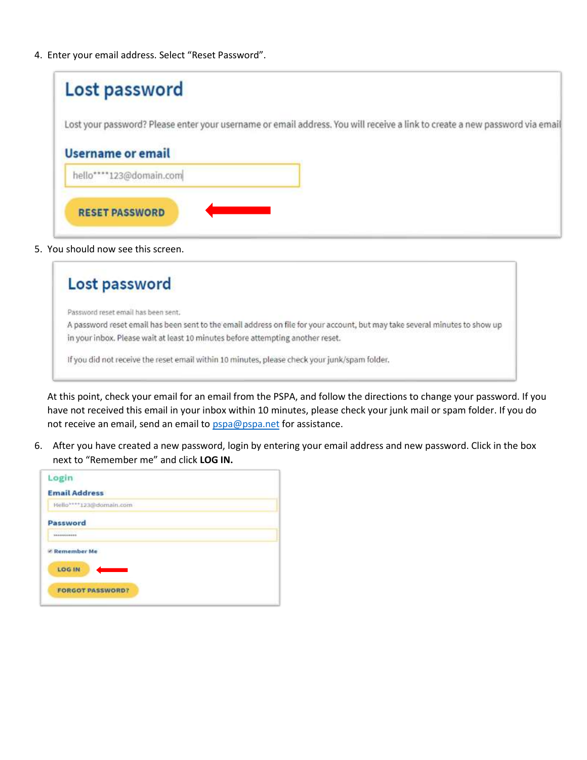4. Enter your email address. Select "Reset Password".

Lost password

Lost your password? Please enter your username or email address. You will receive a link to create a new password via email

Username or email

hello****123@domain.com

RESET PASSWORD

5. You should now see this screen.

Lost password

Password reset email has been sent.

A password reset email has been sent to the email address on file for your account, but may take several minutes to show up in your inbox. Please wait at least 10 minutes before attempting another reset.

If you did not receive the reset email within 10 minutes, please check your junk/spam folder.

At this point, check your email for an email from the PSPA, and follow the directions to change your password. If you have not received this email in your inbox within 10 minutes, please check your junk mail or spam folder. If you do not receive an email, send an email to pspa@pspa.net for assistance.

6. After you have created a new password, login by entering your email address and new password. Click in the box next to "Remember me" and click **LOG IN.**

Login

Email Address

Hello****123@domain.com

Password

Remember Me

LOG IN

FORGOT PASSWORD?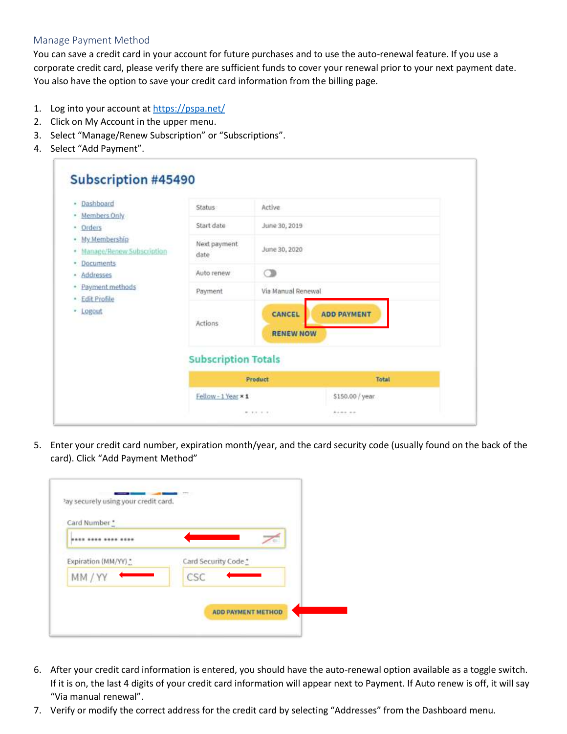## Manage Payment Method

You can save a credit card in your account for future purchases and to use the auto-renewal feature. If you use a corporate credit card, please verify there are sufficient funds to cover your renewal prior to your next payment date. You also have the option to save your credit card information from the billing page.

1. Log into your account at https://pspa.net/
2. Click on My Account in the upper menu.
3. Select "Manage/Renew Subscription" or "Subscriptions".
4. Select "Add Payment".
5. Enter your credit card number, expiration month/year, and the card security code (usually found on the back of the card). Click "Add Payment Method"
6. After your credit card information is entered, you should have the auto-renewal option available as a toggle switch. If it is on, the last 4 digits of your credit card information will appear next to Payment. If Auto renew is off, it will say "Via manual renewal".
7. Verify or modify the correct address for the credit card by selecting "Addresses" from the Dashboard menu.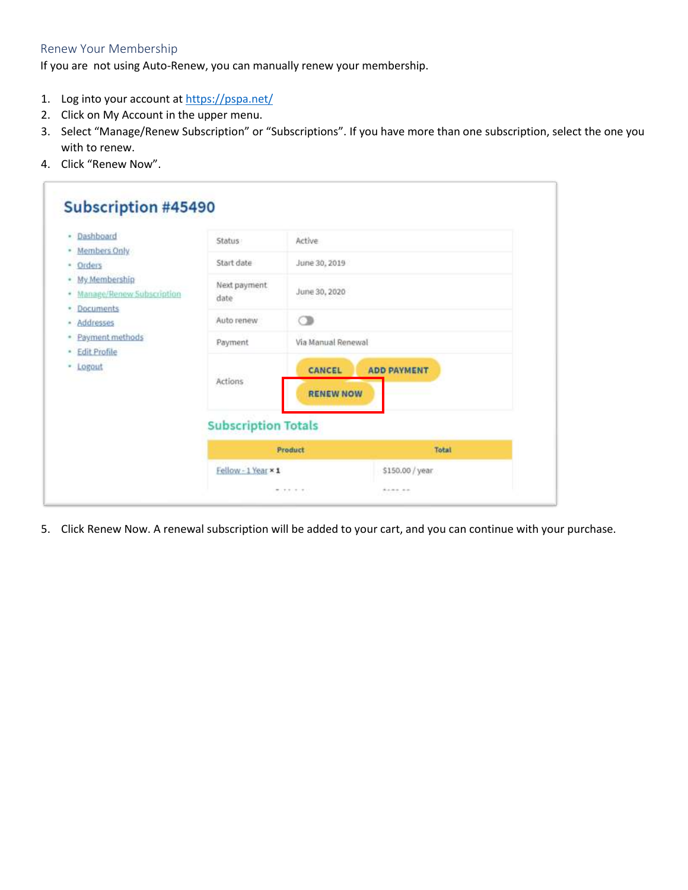## Renew Your Membership

If you are not using Auto-Renew, you can manually renew your membership.

1. Log into your account at https://pspa.net/
2. Click on My Account in the upper menu.
3. Select "Manage/Renew Subscription" or "Subscriptions". If you have more than one subscription, select the one you with to renew.
4. Click "Renew Now".
5. Click Renew Now. A renewal subscription will be added to your cart, and you can continue with your purchase.